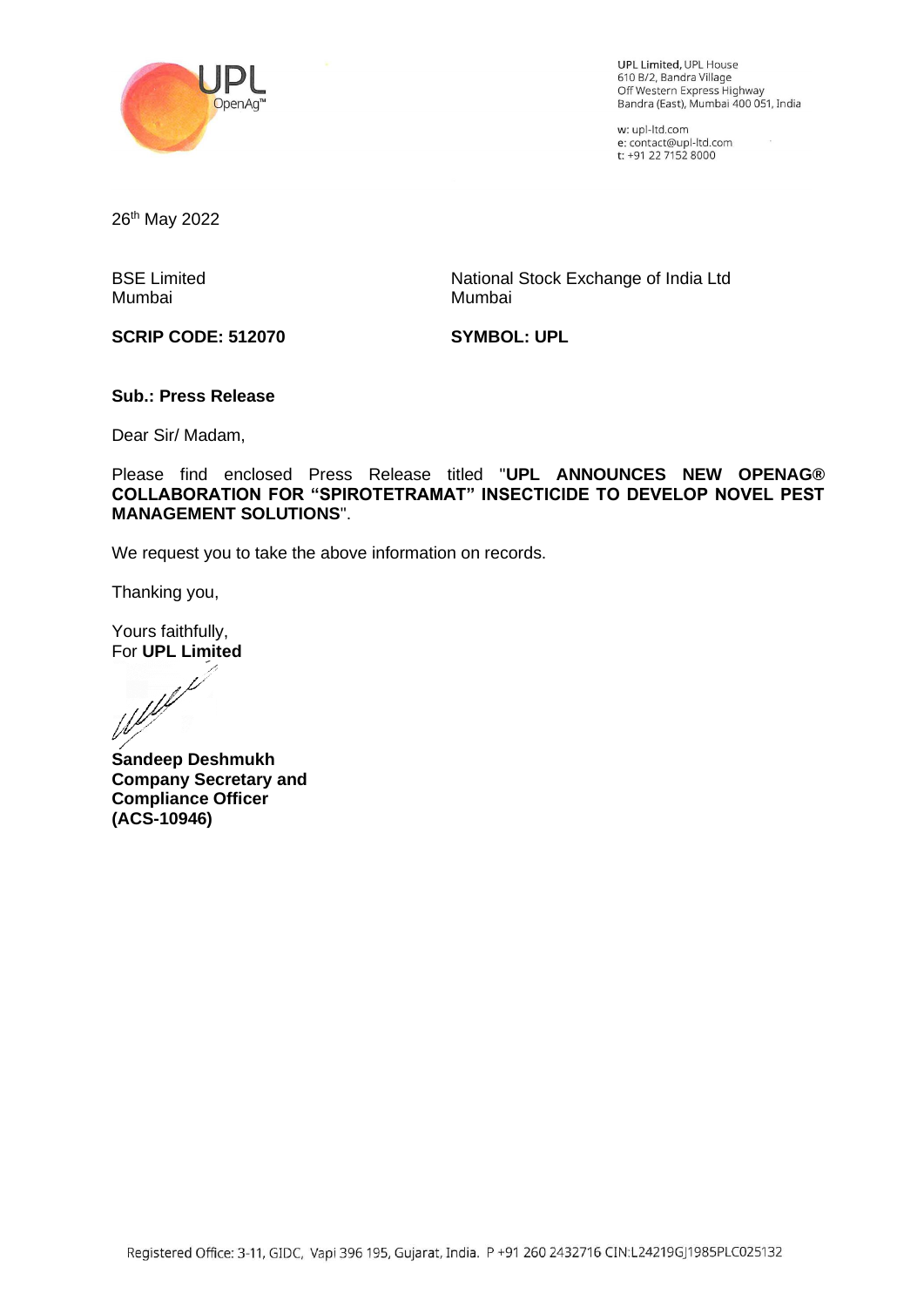UPL Limited, UPL House
610 B/2, Bandra Village
Off Western Express Highway
Bandra (East), Mumbai 400 051, India

w: upl-ltd.com
e: contact@upl-ltd.com
t: +91 22 7152 8000

26th May 2022

BSE Limited
Mumbai

**SCRIP CODE: 512070**

National Stock Exchange of India Ltd
Mumbai

**SYMBOL: UPL**

**Sub.: Press Release**

Dear Sir/ Madam,

Please find enclosed Press Release titled "**UPL ANNOUNCES NEW OPENAG® COLLABORATION FOR "SPIROTETRAMAT" INSECTICIDE TO DEVELOP NOVEL PEST MANAGEMENT SOLUTIONS**".

We request you to take the above information on records.

Thanking you,

Yours faithfully,
For **UPL Limited**

**Sandeep Deshmukh**
**Company Secretary and Compliance Officer**
**(ACS-10946)**

Registered Office: 3-11, GIDC, Vapi 396 195, Gujarat, India. P +91 260 2432716 CIN:L24219GJ1985PLC025132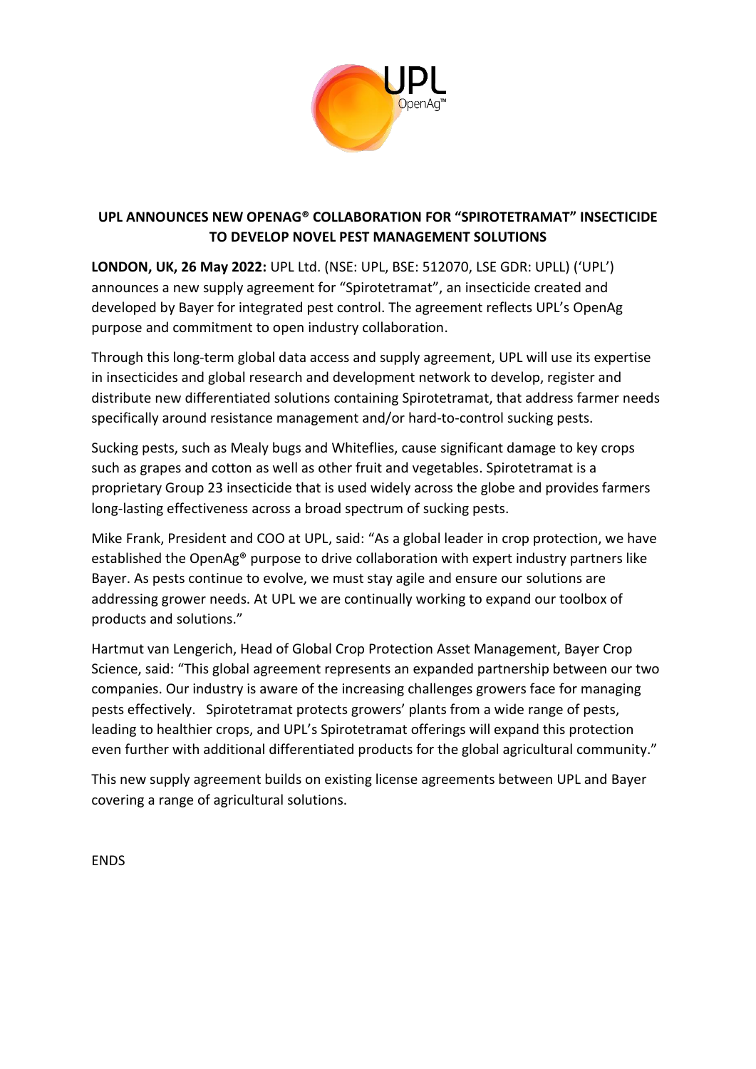# UPL ANNOUNCES NEW OPENAG® COLLABORATION FOR "SPIROTETRAMAT" INSECTICIDE TO DEVELOP NOVEL PEST MANAGEMENT SOLUTIONS

**LONDON, UK, 26 May 2022:** UPL Ltd. (NSE: UPL, BSE: 512070, LSE GDR: UPLL) ('UPL') announces a new supply agreement for "Spirotetramat", an insecticide created and developed by Bayer for integrated pest control. The agreement reflects UPL's OpenAg purpose and commitment to open industry collaboration.

Through this long-term global data access and supply agreement, UPL will use its expertise in insecticides and global research and development network to develop, register and distribute new differentiated solutions containing Spirotetramat, that address farmer needs specifically around resistance management and/or hard-to-control sucking pests.

Sucking pests, such as Mealy bugs and Whiteflies, cause significant damage to key crops such as grapes and cotton as well as other fruit and vegetables. Spirotetramat is a proprietary Group 23 insecticide that is used widely across the globe and provides farmers long-lasting effectiveness across a broad spectrum of sucking pests.

Mike Frank, President and COO at UPL, said: "As a global leader in crop protection, we have established the OpenAg® purpose to drive collaboration with expert industry partners like Bayer. As pests continue to evolve, we must stay agile and ensure our solutions are addressing grower needs. At UPL we are continually working to expand our toolbox of products and solutions."

Hartmut van Lengerich, Head of Global Crop Protection Asset Management, Bayer Crop Science, said: "This global agreement represents an expanded partnership between our two companies. Our industry is aware of the increasing challenges growers face for managing pests effectively. Spirotetramat protects growers' plants from a wide range of pests, leading to healthier crops, and UPL's Spirotetramat offerings will expand this protection even further with additional differentiated products for the global agricultural community."

This new supply agreement builds on existing license agreements between UPL and Bayer covering a range of agricultural solutions.

ENDS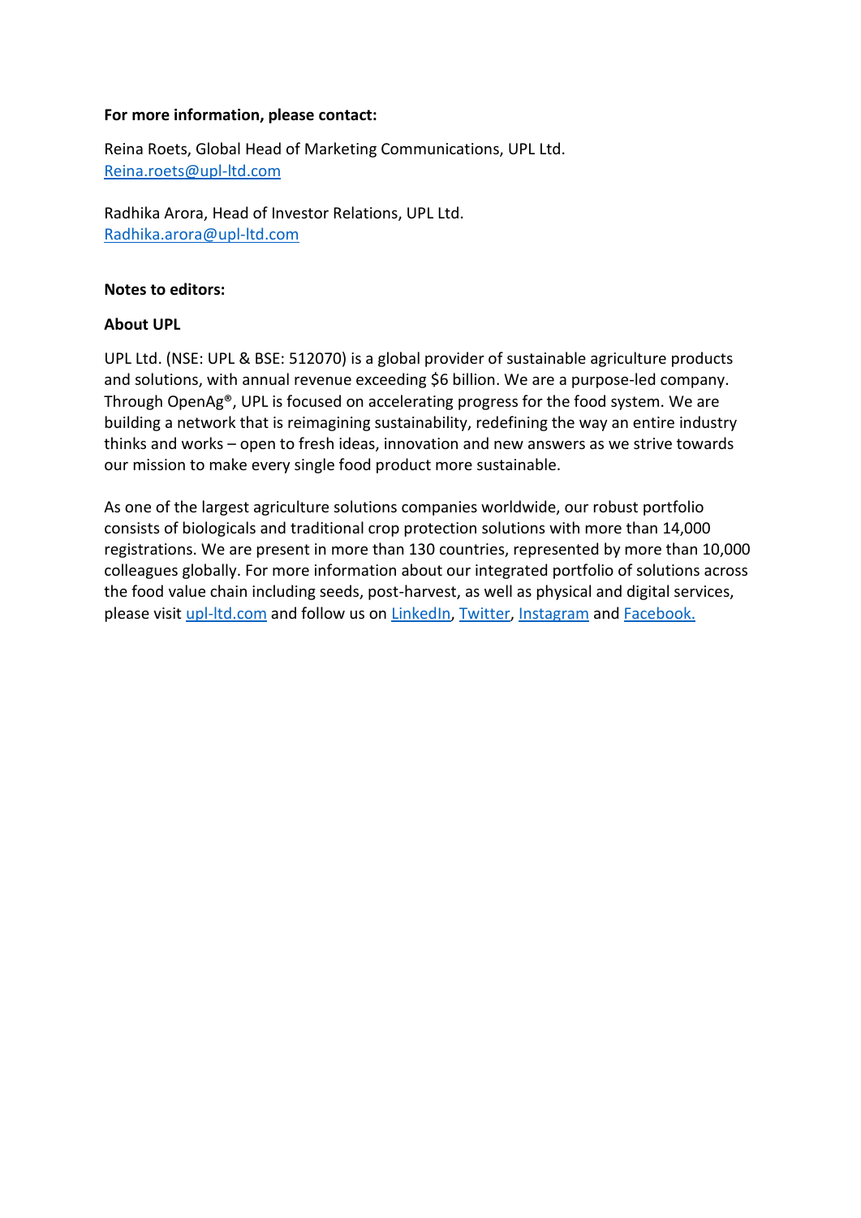**For more information, please contact:**

Reina Roets, Global Head of Marketing Communications, UPL Ltd.
[Reina.roets@upl-ltd.com](mailto:Reina.roets@upl-ltd.com)

Radhika Arora, Head of Investor Relations, UPL Ltd.
[Radhika.arora@upl-ltd.com](mailto:Radhika.arora@upl-ltd.com)

**Notes to editors:**

**About UPL**

UPL Ltd. (NSE: UPL & BSE: 512070) is a global provider of sustainable agriculture products and solutions, with annual revenue exceeding $6 billion. We are a purpose-led company. Through OpenAg®, UPL is focused on accelerating progress for the food system. We are building a network that is reimagining sustainability, redefining the way an entire industry thinks and works – open to fresh ideas, innovation and new answers as we strive towards our mission to make every single food product more sustainable.

As one of the largest agriculture solutions companies worldwide, our robust portfolio consists of biologicals and traditional crop protection solutions with more than 14,000 registrations. We are present in more than 130 countries, represented by more than 10,000 colleagues globally. For more information about our integrated portfolio of solutions across the food value chain including seeds, post-harvest, as well as physical and digital services, please visit upl-ltd.com and follow us on LinkedIn, Twitter, Instagram and Facebook.